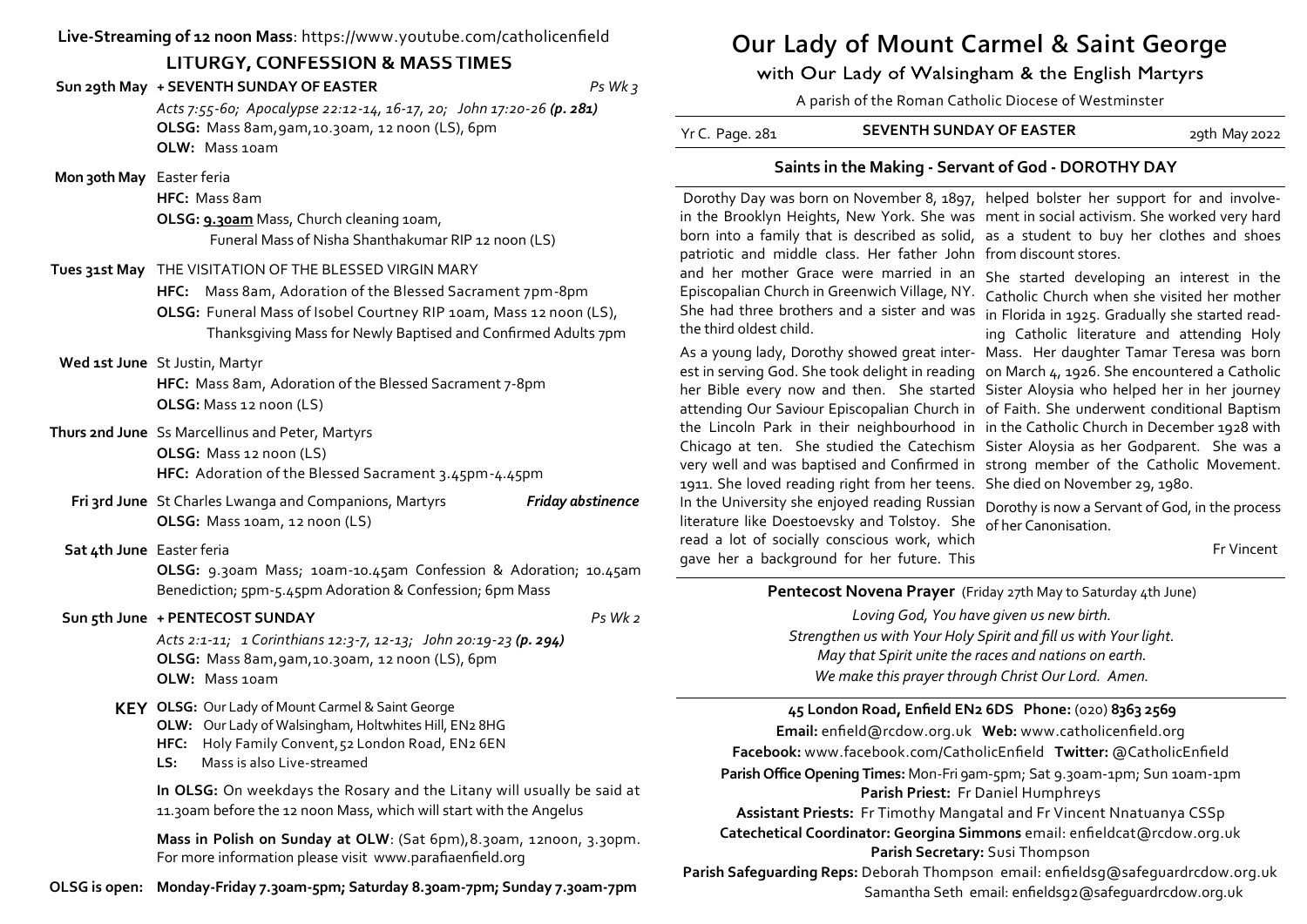**Live-Streaming of 12 noon Mass**: https://www.youtube.com/catholicenfield

## LITURGY, CONFESSION & MASS TIMES

**Sun 29th May** **+ SEVENTH SUNDAY OF EASTER** *Ps Wk 3*
*Acts 7:55-60; Apocalypse 22:12-14, 16-17, 20; John 17:20-26* ***(p. 281)***
**OLSG:** Mass 8am, 9am, 10.30am, 12 noon (LS), 6pm
**OLW:** Mass 10am

**Mon 30th May** Easter feria
**HFC:** Mass 8am
**OLSG:** **<u>9.30am</u>** Mass, Church cleaning 10am, Funeral Mass of Nisha Shanthakumar RIP 12 noon (LS)

**Tues 31st May** THE VISITATION OF THE BLESSED VIRGIN MARY
**HFC:** Mass 8am, Adoration of the Blessed Sacrament 7pm-8pm
**OLSG:** Funeral Mass of Isobel Courtney RIP 10am, Mass 12 noon (LS), Thanksgiving Mass for Newly Baptised and Confirmed Adults 7pm

**Wed 1st June** St Justin, Martyr
**HFC:** Mass 8am, Adoration of the Blessed Sacrament 7-8pm
**OLSG:** Mass 12 noon (LS)

**Thurs 2nd June** Ss Marcellinus and Peter, Martyrs
**OLSG:** Mass 12 noon (LS)
**HFC:** Adoration of the Blessed Sacrament 3.45pm-4.45pm

**Fri 3rd June** St Charles Lwanga and Companions, Martyrs ***Friday abstinence***
**OLSG:** Mass 10am, 12 noon (LS)

**Sat 4th June** Easter feria
**OLSG:** 9.30am Mass; 10am-10.45am Confession & Adoration; 10.45am Benediction; 5pm-5.45pm Adoration & Confession; 6pm Mass

**Sun 5th June** **+ PENTECOST SUNDAY** *Ps Wk 2*
*Acts 2:1-11; 1 Corinthians 12:3-7, 12-13; John 20:19-23* ***(p. 294)***
**OLSG:** Mass 8am, 9am, 10.30am, 12 noon (LS), 6pm
**OLW:** Mass 10am

**KEY**
- **OLSG:** Our Lady of Mount Carmel & Saint George
- **OLW:** Our Lady of Walsingham, Holtwhites Hill, EN2 8HG
- **HFC:** Holy Family Convent, 52 London Road, EN2 6EN
- **LS:** Mass is also Live-streamed

**In OLSG:** On weekdays the Rosary and the Litany will usually be said at 11.30am before the 12 noon Mass, which will start with the Angelus

**Mass in Polish on Sunday at OLW**: (Sat 6pm), 8.30am, 12noon, 3.30pm. For more information please visit www.parafiaenfield.org

**OLSG is open: Monday-Friday 7.30am-5pm; Saturday 8.30am-7pm; Sunday 7.30am-7pm**

# Our Lady of Mount Carmel & Saint George

with Our Lady of Walsingham & the English Martyrs

A parish of the Roman Catholic Diocese of Westminster

Yr C. Page. 281 — **SEVENTH SUNDAY OF EASTER** — 29th May 2022

### Saints in the Making - Servant of God - DOROTHY DAY

Dorothy Day was born on November 8, 1897, in the Brooklyn Heights, New York. She was born into a family that is described as solid, patriotic and middle class. Her father John and her mother Grace were married in an Episcopalian Church in Greenwich Village, NY. She had three brothers and a sister and was the third oldest child.

As a young lady, Dorothy showed great interest in serving God. She took delight in reading her Bible every now and then. She started attending Our Saviour Episcopalian Church in the Lincoln Park in their neighbourhood in Chicago at ten. She studied the Catechism very well and was baptised and Confirmed in 1911. She loved reading right from her teens. In the University she enjoyed reading Russian literature like Doestoevsky and Tolstoy. She read a lot of socially conscious work, which gave her a background for her future. This helped bolster her support for and involvement in social activism. She worked very hard as a student to buy her clothes and shoes from discount stores.

She started developing an interest in the Catholic Church when she visited her mother in Florida in 1925. Gradually she started reading Catholic literature and attending Holy Mass. Her daughter Tamar Teresa was born on March 4, 1926. She encountered a Catholic Sister Aloysia who helped her in her journey of Faith. She underwent conditional Baptism in the Catholic Church in December 1928 with Sister Aloysia as her Godparent. She was a strong member of the Catholic Movement. She died on November 29, 1980.

Dorothy is now a Servant of God, in the process of her Canonisation.

Fr Vincent

**Pentecost Novena Prayer** (Friday 27th May to Saturday 4th June)

*Loving God, You have given us new birth.*
*Strengthen us with Your Holy Spirit and fill us with Your light.*
*May that Spirit unite the races and nations on earth.*
*We make this prayer through Christ Our Lord. Amen.*

**45 London Road, Enfield EN2 6DS Phone:** (020) **8363 2569**
**Email:** enfield@rcdow.org.uk **Web:** www.catholicenfield.org
**Facebook:** www.facebook.com/CatholicEnfield **Twitter:** @CatholicEnfield
**Parish Office Opening Times:** Mon-Fri 9am-5pm; Sat 9.30am-1pm; Sun 10am-1pm
**Parish Priest:** Fr Daniel Humphreys
**Assistant Priests:** Fr Timothy Mangatal and Fr Vincent Nnatuanya CSSp
**Catechetical Coordinator: Georgina Simmons** email: enfieldcat@rcdow.org.uk
**Parish Secretary:** Susi Thompson
**Parish Safeguarding Reps:** Deborah Thompson email: enfieldsg@safeguardrcdow.org.uk
Samantha Seth email: enfieldsg2@safeguardrcdow.org.uk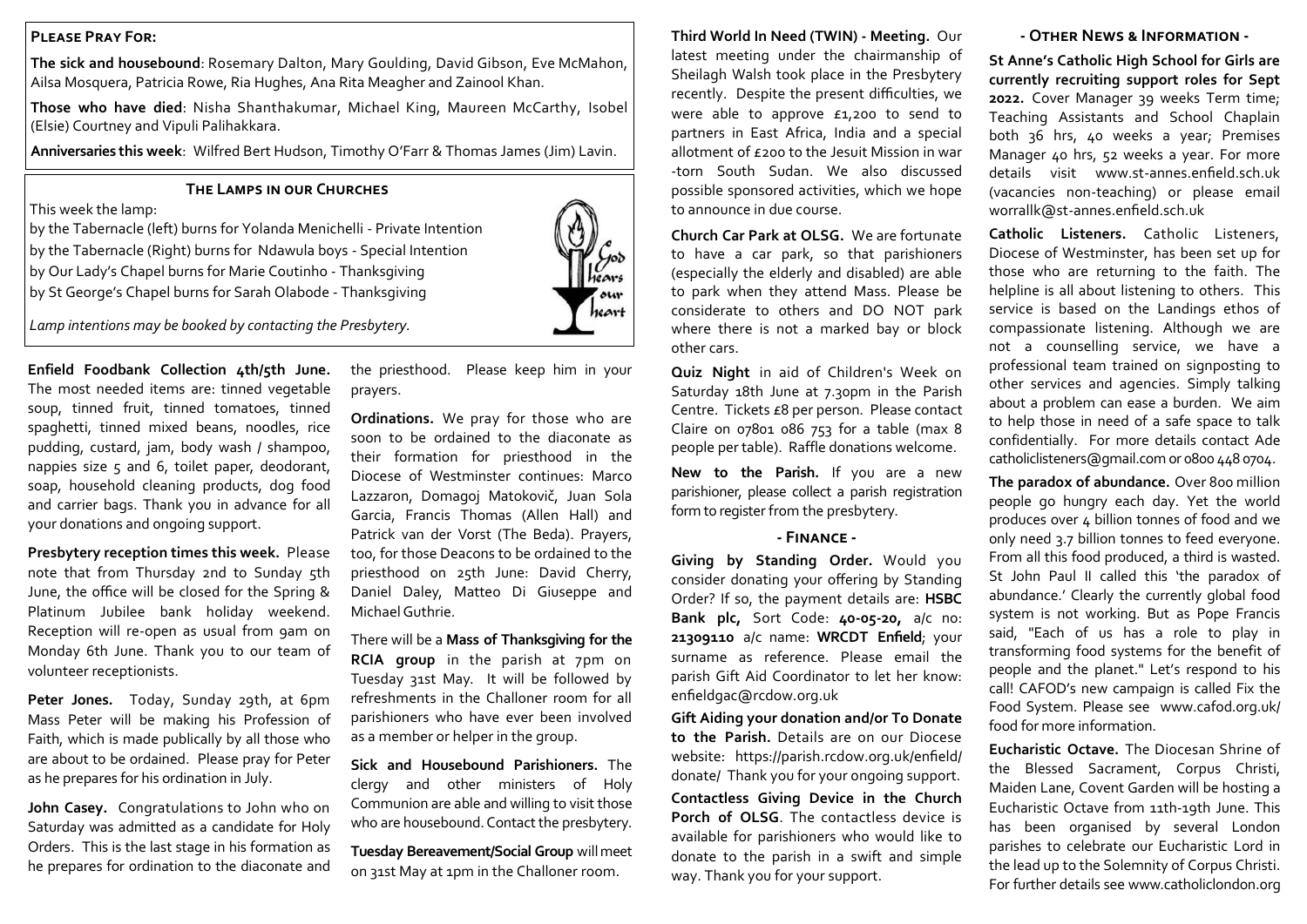## Please Pray For:

**The sick and housebound**: Rosemary Dalton, Mary Goulding, David Gibson, Eve McMahon, Ailsa Mosquera, Patricia Rowe, Ria Hughes, Ana Rita Meagher and Zainool Khan.

**Those who have died**: Nisha Shanthakumar, Michael King, Maureen McCarthy, Isobel (Elsie) Courtney and Vipuli Palihakkara.

**Anniversaries this week**: Wilfred Bert Hudson, Timothy O'Farr & Thomas James (Jim) Lavin.

## The Lamps in our Churches

This week the lamp:

by the Tabernacle (left) burns for Yolanda Menichelli - Private Intention
by the Tabernacle (Right) burns for Ndawula boys - Special Intention
by Our Lady's Chapel burns for Marie Coutinho - Thanksgiving
by St George's Chapel burns for Sarah Olabode - Thanksgiving

God hears our heart

*Lamp intentions may be booked by contacting the Presbytery.*

**Enfield Foodbank Collection 4th/5th June.** The most needed items are: tinned vegetable soup, tinned fruit, tinned tomatoes, tinned spaghetti, tinned mixed beans, noodles, rice pudding, custard, jam, body wash / shampoo, nappies size 5 and 6, toilet paper, deodorant, soap, household cleaning products, dog food and carrier bags. Thank you in advance for all your donations and ongoing support.

**Presbytery reception times this week.** Please note that from Thursday 2nd to Sunday 5th June, the office will be closed for the Spring & Platinum Jubilee bank holiday weekend. Reception will re-open as usual from 9am on Monday 6th June. Thank you to our team of volunteer receptionists.

**Peter Jones.** Today, Sunday 29th, at 6pm Mass Peter will be making his Profession of Faith, which is made publically by all those who are about to be ordained. Please pray for Peter as he prepares for his ordination in July.

**John Casey.** Congratulations to John who on Saturday was admitted as a candidate for Holy Orders. This is the last stage in his formation as he prepares for ordination to the diaconate and the priesthood. Please keep him in your prayers.

**Ordinations.** We pray for those who are soon to be ordained to the diaconate as their formation for priesthood in the Diocese of Westminster continues: Marco Lazzaron, Domagoj Matokovič, Juan Sola Garcia, Francis Thomas (Allen Hall) and Patrick van der Vorst (The Beda). Prayers, too, for those Deacons to be ordained to the priesthood on 25th June: David Cherry, Daniel Daley, Matteo Di Giuseppe and Michael Guthrie.

There will be a **Mass of Thanksgiving for the RCIA group** in the parish at 7pm on Tuesday 31st May. It will be followed by refreshments in the Challoner room for all parishioners who have ever been involved as a member or helper in the group.

**Sick and Housebound Parishioners.** The clergy and other ministers of Holy Communion are able and willing to visit those who are housebound. Contact the presbytery.

**Tuesday Bereavement/Social Group** will meet on 31st May at 1pm in the Challoner room.

**Third World In Need (TWIN) - Meeting.** Our latest meeting under the chairmanship of Sheilagh Walsh took place in the Presbytery recently. Despite the present difficulties, we were able to approve £1,200 to send to partners in East Africa, India and a special allotment of £200 to the Jesuit Mission in war -torn South Sudan. We also discussed possible sponsored activities, which we hope to announce in due course.

**Church Car Park at OLSG.** We are fortunate to have a car park, so that parishioners (especially the elderly and disabled) are able to park when they attend Mass. Please be considerate to others and DO NOT park where there is not a marked bay or block other cars.

**Quiz Night** in aid of Children's Week on Saturday 18th June at 7.30pm in the Parish Centre. Tickets £8 per person. Please contact Claire on 07801 086 753 for a table (max 8 people per table). Raffle donations welcome.

**New to the Parish.** If you are a new parishioner, please collect a parish registration form to register from the presbytery.

## - Finance -

**Giving by Standing Order.** Would you consider donating your offering by Standing Order? If so, the payment details are: **HSBC Bank plc,** Sort Code: **40-05-20,** a/c no: **21309110** a/c name: **WRCDT Enfield**; your surname as reference. Please email the parish Gift Aid Coordinator to let her know: enfieldgac@rcdow.org.uk

**Gift Aiding your donation and/or To Donate to the Parish.** Details are on our Diocese website: https://parish.rcdow.org.uk/enfield/donate/ Thank you for your ongoing support.

**Contactless Giving Device in the Church Porch of OLSG**. The contactless device is available for parishioners who would like to donate to the parish in a swift and simple way. Thank you for your support.

## - Other News & Information -

**St Anne's Catholic High School for Girls are currently recruiting support roles for Sept 2022.** Cover Manager 39 weeks Term time; Teaching Assistants and School Chaplain both 36 hrs, 40 weeks a year; Premises Manager 40 hrs, 52 weeks a year. For more details visit www.st-annes.enfield.sch.uk (vacancies non-teaching) or please email worrallk@st-annes.enfield.sch.uk

**Catholic Listeners.** Catholic Listeners, Diocese of Westminster, has been set up for those who are returning to the faith. The helpline is all about listening to others. This service is based on the Landings ethos of compassionate listening. Although we are not a counselling service, we have a professional team trained on signposting to other services and agencies. Simply talking about a problem can ease a burden. We aim to help those in need of a safe space to talk confidentially. For more details contact Ade catholiclisteners@gmail.com or 0800 448 0704.

**The paradox of abundance.** Over 800 million people go hungry each day. Yet the world produces over 4 billion tonnes of food and we only need 3.7 billion tonnes to feed everyone. From all this food produced, a third is wasted. St John Paul II called this 'the paradox of abundance.' Clearly the currently global food system is not working. But as Pope Francis said, "Each of us has a role to play in transforming food systems for the benefit of people and the planet." Let's respond to his call! CAFOD's new campaign is called Fix the Food System. Please see www.cafod.org.uk/food for more information.

**Eucharistic Octave.** The Diocesan Shrine of the Blessed Sacrament, Corpus Christi, Maiden Lane, Covent Garden will be hosting a Eucharistic Octave from 11th-19th June. This has been organised by several London parishes to celebrate our Eucharistic Lord in the lead up to the Solemnity of Corpus Christi. For further details see www.catholiclondon.org